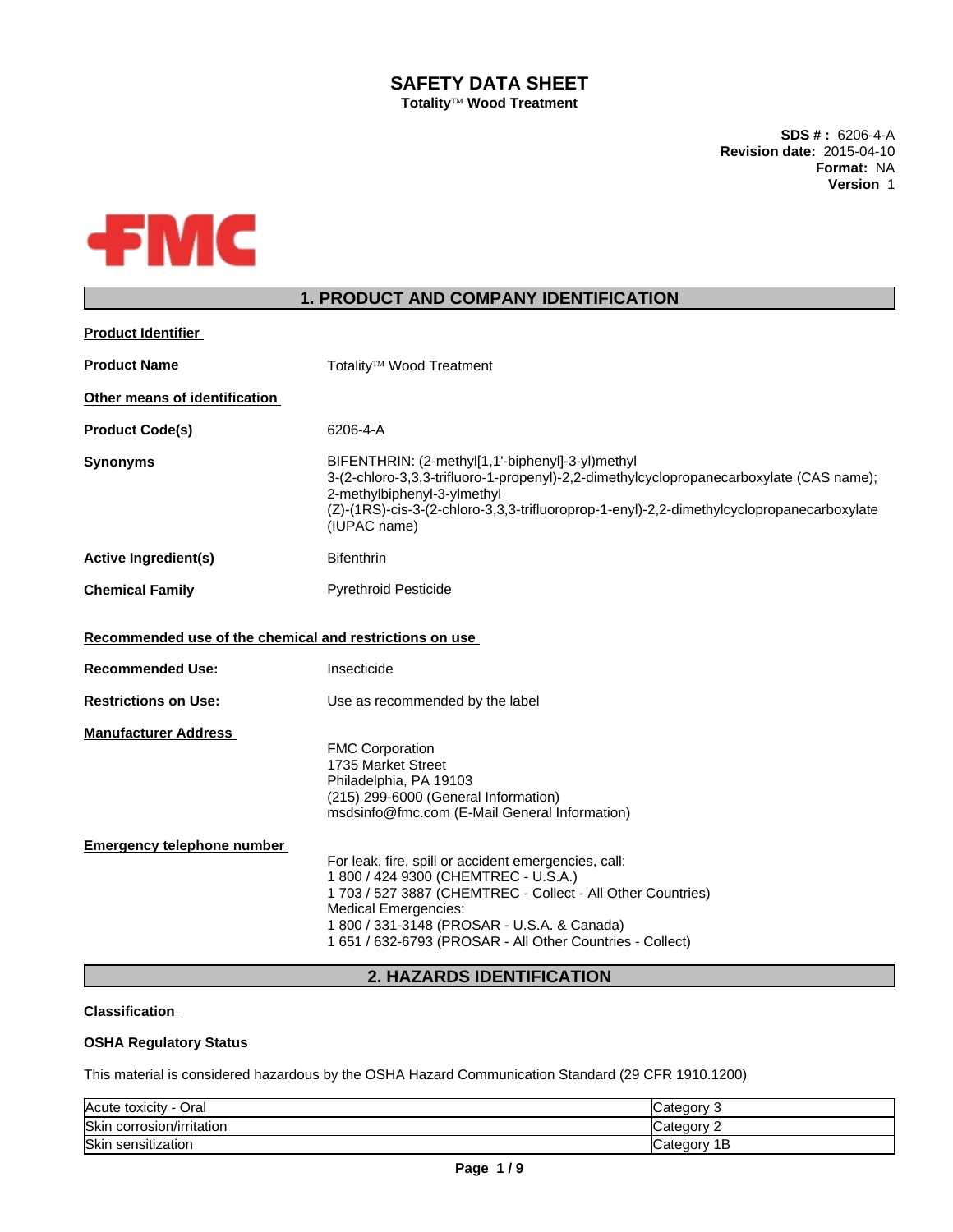# SAFETY DATA SHEET

**Totality™ Wood Treatment**

**SDS # :** 6206-4-A
**Revision date:** 2015-04-10
**Format:** NA
**Version** 1

## 1. PRODUCT AND COMPANY IDENTIFICATION

**Product Identifier**

**Product Name** Totality™ Wood Treatment

**Other means of identification**

**Product Code(s)** 6206-4-A

**Synonyms** BIFENTHRIN: (2-methyl[1,1'-biphenyl]-3-yl)methyl 3-(2-chloro-3,3,3-trifluoro-1-propenyl)-2,2-dimethylcyclopropanecarboxylate (CAS name); 2-methylbiphenyl-3-ylmethyl (Z)-(1RS)-cis-3-(2-chloro-3,3,3-trifluoroprop-1-enyl)-2,2-dimethylcyclopropanecarboxylate (IUPAC name)

**Active Ingredient(s)** Bifenthrin

**Chemical Family** Pyrethroid Pesticide

**Recommended use of the chemical and restrictions on use**

**Recommended Use:** Insecticide

**Restrictions on Use:** Use as recommended by the label

**Manufacturer Address**

FMC Corporation
1735 Market Street
Philadelphia, PA 19103
(215) 299-6000 (General Information)
msdsinfo@fmc.com (E-Mail General Information)

**Emergency telephone number**

For leak, fire, spill or accident emergencies, call:
1 800 / 424 9300 (CHEMTREC - U.S.A.)
1 703 / 527 3887 (CHEMTREC - Collect - All Other Countries)
Medical Emergencies:
1 800 / 331-3148 (PROSAR - U.S.A. & Canada)
1 651 / 632-6793 (PROSAR - All Other Countries - Collect)

## 2. HAZARDS IDENTIFICATION

**Classification**

**OSHA Regulatory Status**

This material is considered hazardous by the OSHA Hazard Communication Standard (29 CFR 1910.1200)

| Hazard class | Category |
|---|---|
| Acute toxicity - Oral | Category 3 |
| Skin corrosion/irritation | Category 2 |
| Skin sensitization | Category 1B |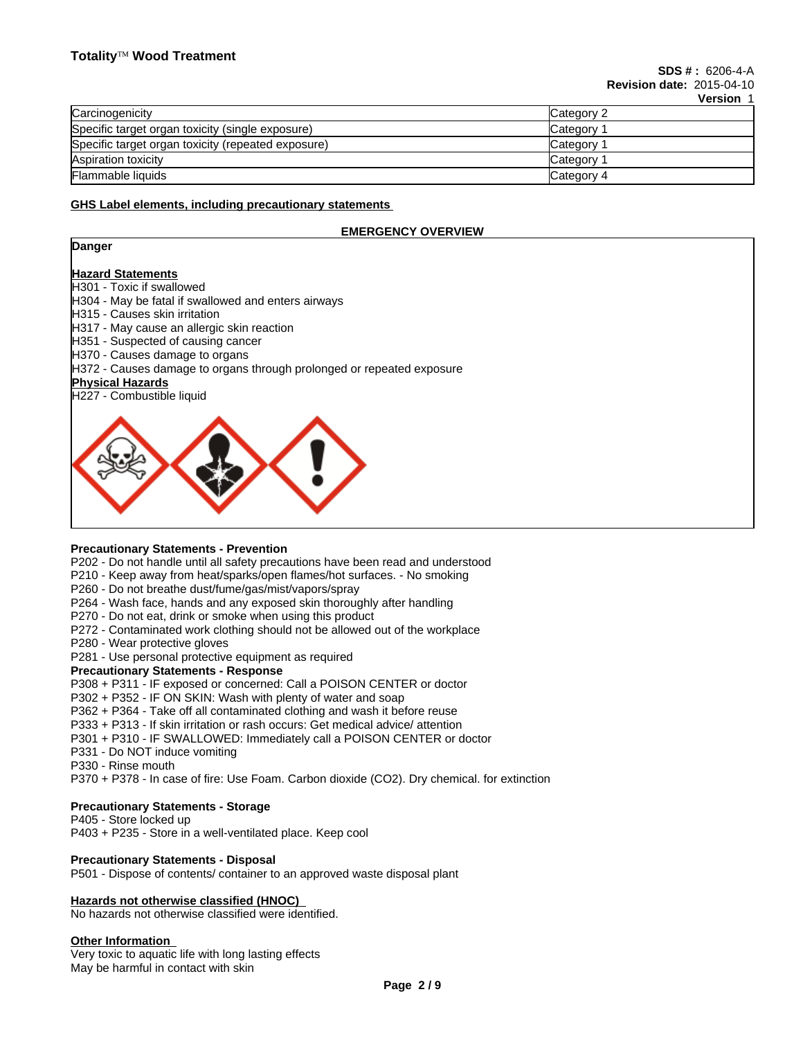| Carcinogenicity | Category 2 |
|---|---|
| Specific target organ toxicity (single exposure) | Category 1 |
| Specific target organ toxicity (repeated exposure) | Category 1 |
| Aspiration toxicity | Category 1 |
| Flammable liquids | Category 4 |

## GHS Label elements, including precautionary statements

### EMERGENCY OVERVIEW

**Danger**

**Hazard Statements**

H301 - Toxic if swallowed
H304 - May be fatal if swallowed and enters airways
H315 - Causes skin irritation
H317 - May cause an allergic skin reaction
H351 - Suspected of causing cancer
H370 - Causes damage to organs
H372 - Causes damage to organs through prolonged or repeated exposure

**Physical Hazards**

H227 - Combustible liquid

**Precautionary Statements - Prevention**

P202 - Do not handle until all safety precautions have been read and understood
P210 - Keep away from heat/sparks/open flames/hot surfaces. - No smoking
P260 - Do not breathe dust/fume/gas/mist/vapors/spray
P264 - Wash face, hands and any exposed skin thoroughly after handling
P270 - Do not eat, drink or smoke when using this product
P272 - Contaminated work clothing should not be allowed out of the workplace
P280 - Wear protective gloves
P281 - Use personal protective equipment as required

**Precautionary Statements - Response**

P308 + P311 - IF exposed or concerned: Call a POISON CENTER or doctor
P302 + P352 - IF ON SKIN: Wash with plenty of water and soap
P362 + P364 - Take off all contaminated clothing and wash it before reuse
P333 + P313 - If skin irritation or rash occurs: Get medical advice/ attention
P301 + P310 - IF SWALLOWED: Immediately call a POISON CENTER or doctor
P331 - Do NOT induce vomiting
P330 - Rinse mouth
P370 + P378 - In case of fire: Use Foam. Carbon dioxide ($CO_2$). Dry chemical. for extinction

**Precautionary Statements - Storage**

P405 - Store locked up
P403 + P235 - Store in a well-ventilated place. Keep cool

**Precautionary Statements - Disposal**

P501 - Dispose of contents/ container to an approved waste disposal plant

## Hazards not otherwise classified (HNOC)

No hazards not otherwise classified were identified.

## Other Information

Very toxic to aquatic life with long lasting effects
May be harmful in contact with skin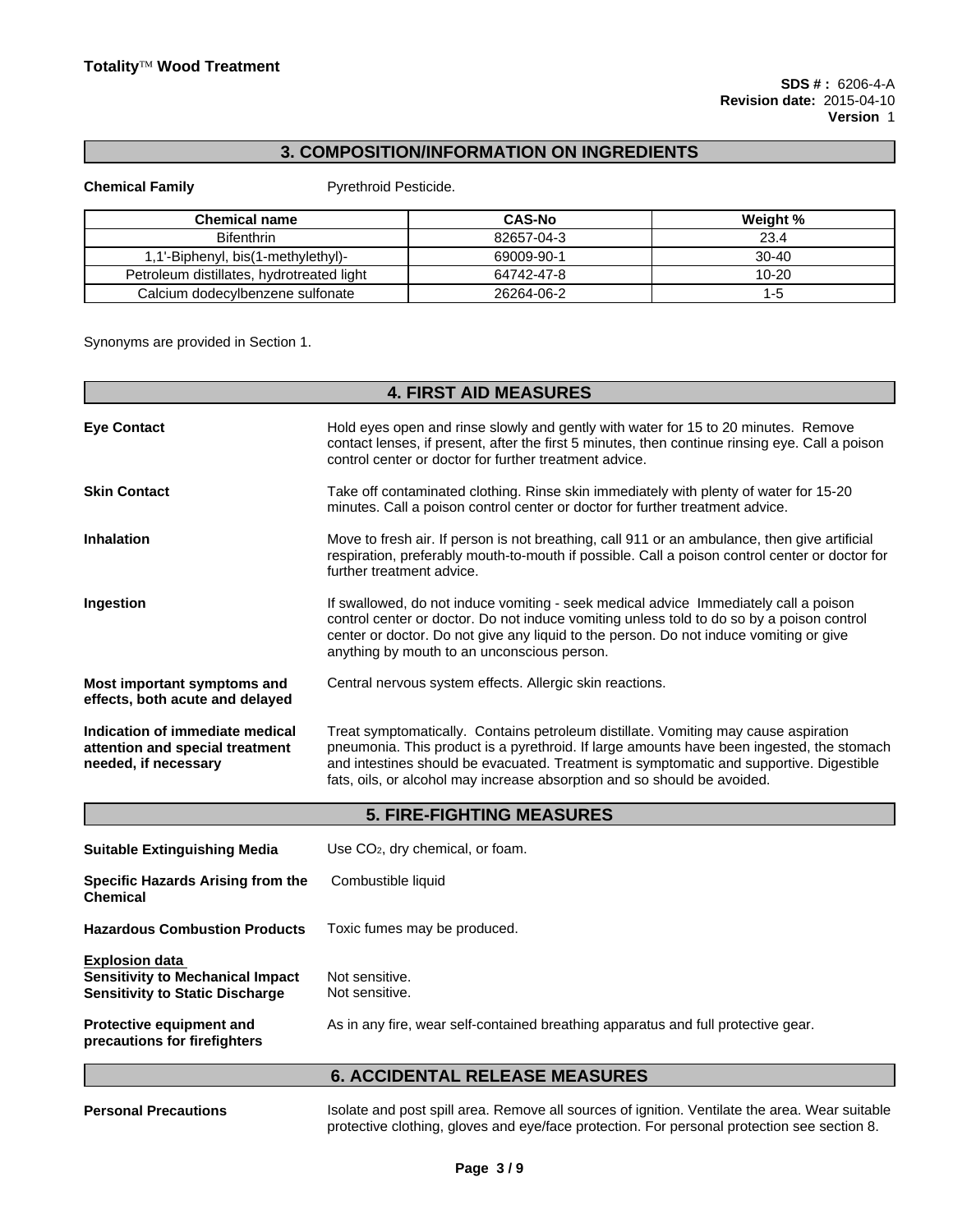## 3. COMPOSITION/INFORMATION ON INGREDIENTS

**Chemical Family** Pyrethroid Pesticide.

| Chemical name | CAS-No | Weight % |
|---|---|---|
| Bifenthrin | 82657-04-3 | 23.4 |
| 1,1'-Biphenyl, bis(1-methylethyl)- | 69009-90-1 | 30-40 |
| Petroleum distillates, hydrotreated light | 64742-47-8 | 10-20 |
| Calcium dodecylbenzene sulfonate | 26264-06-2 | 1-5 |

Synonyms are provided in Section 1.

## 4. FIRST AID MEASURES

**Eye Contact**
Hold eyes open and rinse slowly and gently with water for 15 to 20 minutes. Remove contact lenses, if present, after the first 5 minutes, then continue rinsing eye. Call a poison control center or doctor for further treatment advice.

**Skin Contact**
Take off contaminated clothing. Rinse skin immediately with plenty of water for 15-20 minutes. Call a poison control center or doctor for further treatment advice.

**Inhalation**
Move to fresh air. If person is not breathing, call 911 or an ambulance, then give artificial respiration, preferably mouth-to-mouth if possible. Call a poison control center or doctor for further treatment advice.

**Ingestion**
If swallowed, do not induce vomiting - seek medical advice Immediately call a poison control center or doctor. Do not induce vomiting unless told to do so by a poison control center or doctor. Do not give any liquid to the person. Do not induce vomiting or give anything by mouth to an unconscious person.

**Most important symptoms and effects, both acute and delayed**
Central nervous system effects. Allergic skin reactions.

**Indication of immediate medical attention and special treatment needed, if necessary**
Treat symptomatically. Contains petroleum distillate. Vomiting may cause aspiration pneumonia. This product is a pyrethroid. If large amounts have been ingested, the stomach and intestines should be evacuated. Treatment is symptomatic and supportive. Digestible fats, oils, or alcohol may increase absorption and so should be avoided.

## 5. FIRE-FIGHTING MEASURES

**Suitable Extinguishing Media** Use $CO_2$, dry chemical, or foam.

**Specific Hazards Arising from the Chemical** Combustible liquid

**Hazardous Combustion Products** Toxic fumes may be produced.

**Explosion data**
**Sensitivity to Mechanical Impact** Not sensitive.
**Sensitivity to Static Discharge** Not sensitive.

**Protective equipment and precautions for firefighters**
As in any fire, wear self-contained breathing apparatus and full protective gear.

## 6. ACCIDENTAL RELEASE MEASURES

**Personal Precautions**
Isolate and post spill area. Remove all sources of ignition. Ventilate the area. Wear suitable protective clothing, gloves and eye/face protection. For personal protection see section 8.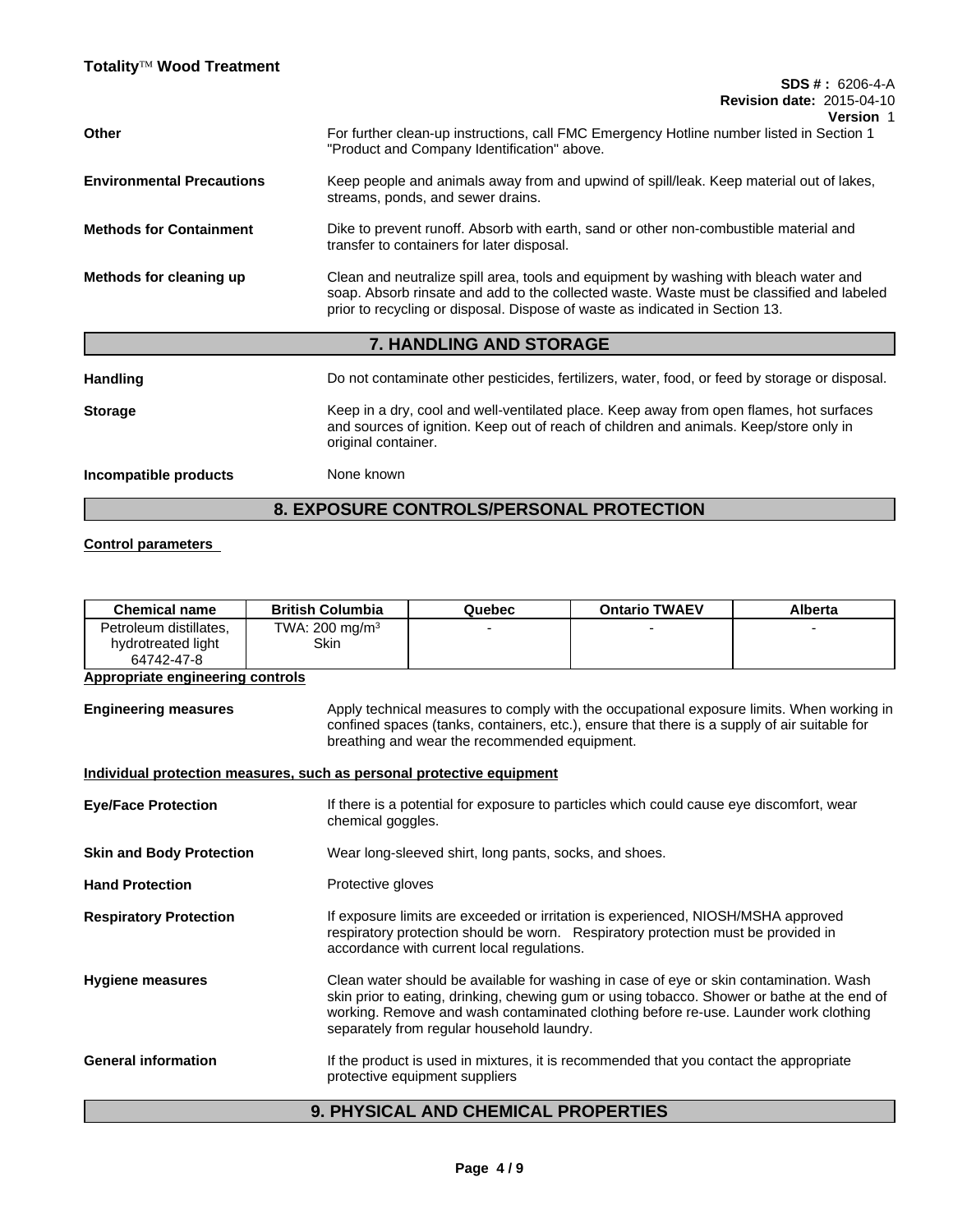**Other** For further clean-up instructions, call FMC Emergency Hotline number listed in Section 1 "Product and Company Identification" above.

**Environmental Precautions** Keep people and animals away from and upwind of spill/leak. Keep material out of lakes, streams, ponds, and sewer drains.

**Methods for Containment** Dike to prevent runoff. Absorb with earth, sand or other non-combustible material and transfer to containers for later disposal.

**Methods for cleaning up** Clean and neutralize spill area, tools and equipment by washing with bleach water and soap. Absorb rinsate and add to the collected waste. Waste must be classified and labeled prior to recycling or disposal. Dispose of waste as indicated in Section 13.

## 7. HANDLING AND STORAGE

**Handling** Do not contaminate other pesticides, fertilizers, water, food, or feed by storage or disposal.

**Storage** Keep in a dry, cool and well-ventilated place. Keep away from open flames, hot surfaces and sources of ignition. Keep out of reach of children and animals. Keep/store only in original container.

**Incompatible products** None known

## 8. EXPOSURE CONTROLS/PERSONAL PROTECTION

**Control parameters**

| Chemical name | British Columbia | Quebec | Ontario TWAEV | Alberta |
|---|---|---|---|---|
| Petroleum distillates, hydrotreated light 64742-47-8 | TWA: 200 mg/m$^3$ Skin | - | - | - |

**Appropriate engineering controls**

**Engineering measures** Apply technical measures to comply with the occupational exposure limits. When working in confined spaces (tanks, containers, etc.), ensure that there is a supply of air suitable for breathing and wear the recommended equipment.

**Individual protection measures, such as personal protective equipment**

**Eye/Face Protection** If there is a potential for exposure to particles which could cause eye discomfort, wear chemical goggles.

**Skin and Body Protection** Wear long-sleeved shirt, long pants, socks, and shoes.

**Hand Protection** Protective gloves

**Respiratory Protection** If exposure limits are exceeded or irritation is experienced, NIOSH/MSHA approved respiratory protection should be worn. Respiratory protection must be provided in accordance with current local regulations.

**Hygiene measures** Clean water should be available for washing in case of eye or skin contamination. Wash skin prior to eating, drinking, chewing gum or using tobacco. Shower or bathe at the end of working. Remove and wash contaminated clothing before re-use. Launder work clothing separately from regular household laundry.

**General information** If the product is used in mixtures, it is recommended that you contact the appropriate protective equipment suppliers

## 9. PHYSICAL AND CHEMICAL PROPERTIES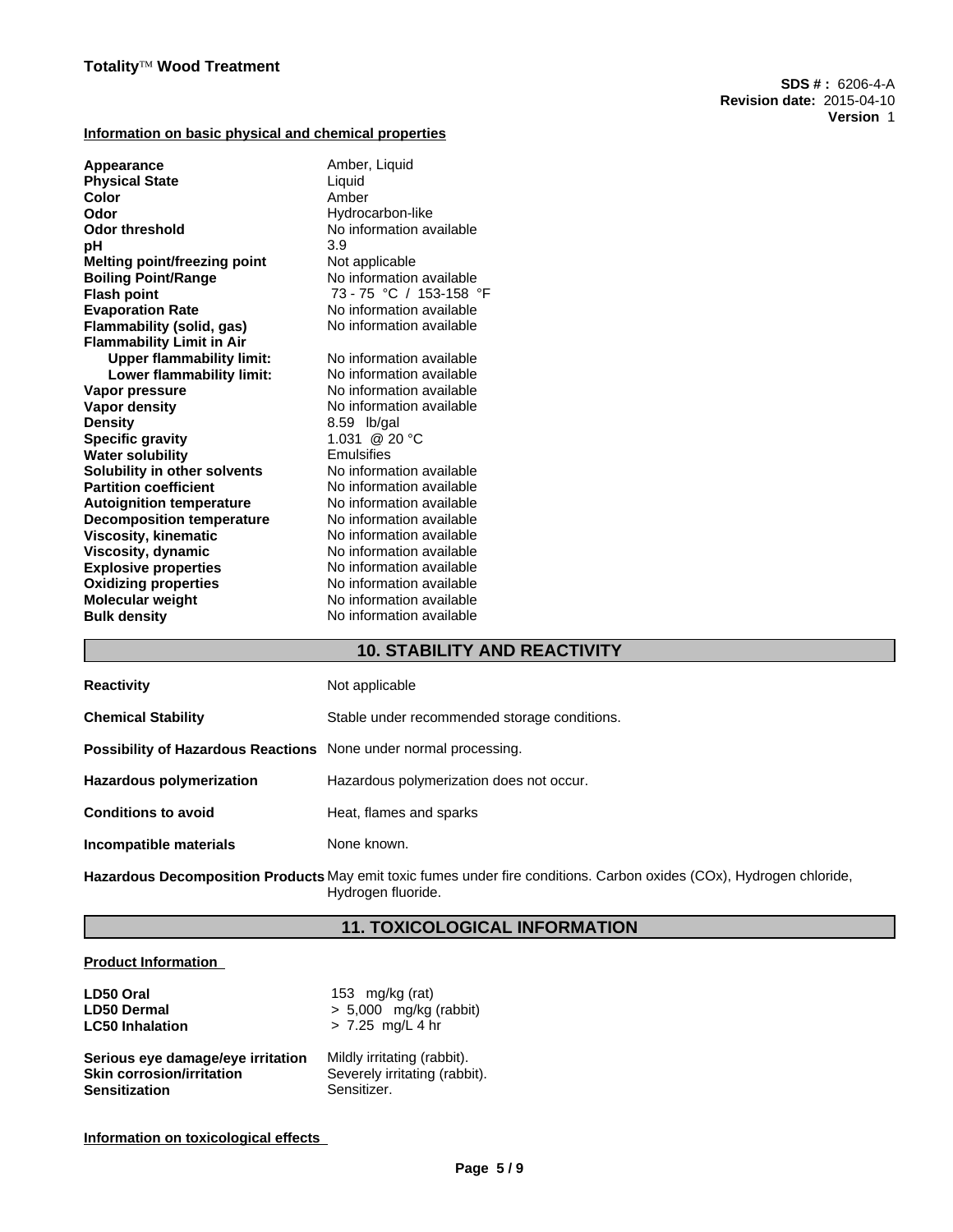#### Information on basic physical and chemical properties

| Property | Value |
|---|---|
| **Appearance** | Amber, Liquid |
| **Physical State** | Liquid |
| **Color** | Amber |
| **Odor** | Hydrocarbon-like |
| **Odor threshold** | No information available |
| **pH** | 3.9 |
| **Melting point/freezing point** | Not applicable |
| **Boiling Point/Range** | No information available |
| **Flash point** | 73 - 75 °C / 153-158 °F |
| **Evaporation Rate** | No information available |
| **Flammability (solid, gas)** | No information available |
| **Flammability Limit in Air** | |
| **Upper flammability limit:** | No information available |
| **Lower flammability limit:** | No information available |
| **Vapor pressure** | No information available |
| **Vapor density** | No information available |
| **Density** | 8.59 lb/gal |
| **Specific gravity** | 1.031 @ 20 °C |
| **Water solubility** | Emulsifies |
| **Solubility in other solvents** | No information available |
| **Partition coefficient** | No information available |
| **Autoignition temperature** | No information available |
| **Decomposition temperature** | No information available |
| **Viscosity, kinematic** | No information available |
| **Viscosity, dynamic** | No information available |
| **Explosive properties** | No information available |
| **Oxidizing properties** | No information available |
| **Molecular weight** | No information available |
| **Bulk density** | No information available |

## 10. STABILITY AND REACTIVITY

| | |
|---|---|
| **Reactivity** | Not applicable |
| **Chemical Stability** | Stable under recommended storage conditions. |
| **Possibility of Hazardous Reactions** | None under normal processing. |
| **Hazardous polymerization** | Hazardous polymerization does not occur. |
| **Conditions to avoid** | Heat, flames and sparks |
| **Incompatible materials** | None known. |
| **Hazardous Decomposition Products** | May emit toxic fumes under fire conditions. Carbon oxides (COx), Hydrogen chloride, Hydrogen fluoride. |

## 11. TOXICOLOGICAL INFORMATION

#### Product Information

| | |
|---|---|
| **LD50 Oral** | 153 mg/kg (rat) |
| **LD50 Dermal** | > 5,000 mg/kg (rabbit) |
| **LC50 Inhalation** | > 7.25 mg/L 4 hr |

| | |
|---|---|
| **Serious eye damage/eye irritation** | Mildly irritating (rabbit). |
| **Skin corrosion/irritation** | Severely irritating (rabbit). |
| **Sensitization** | Sensitizer. |

#### Information on toxicological effects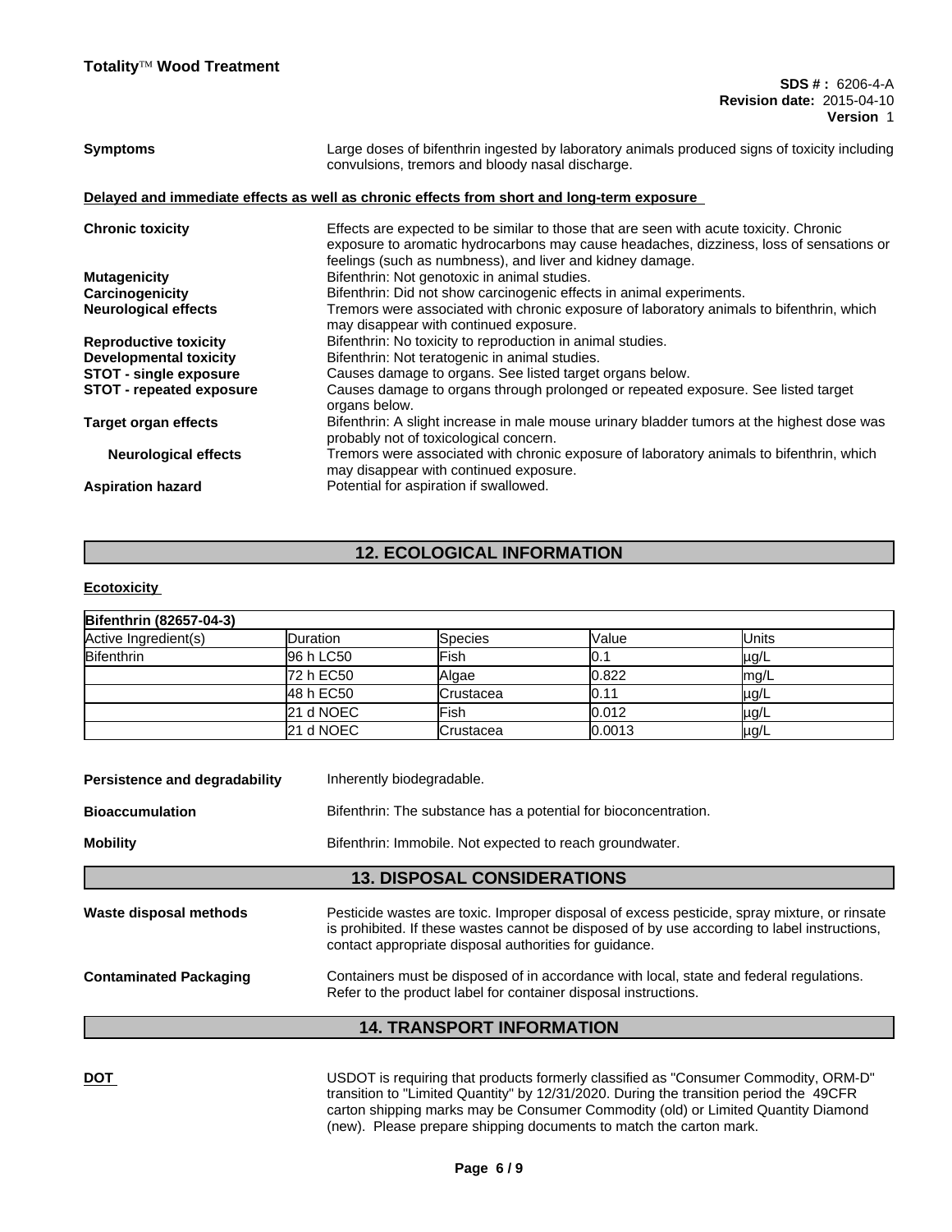| | |
|---|---|
| **Symptoms** | Large doses of bifenthrin ingested by laboratory animals produced signs of toxicity including convulsions, tremors and bloody nasal discharge. |

**Delayed and immediate effects as well as chronic effects from short and long-term exposure**

| | |
|---|---|
| **Chronic toxicity** | Effects are expected to be similar to those that are seen with acute toxicity. Chronic exposure to aromatic hydrocarbons may cause headaches, dizziness, loss of sensations or feelings (such as numbness), and liver and kidney damage. |
| **Mutagenicity** | Bifenthrin: Not genotoxic in animal studies. |
| **Carcinogenicity** | Bifenthrin: Did not show carcinogenic effects in animal experiments. |
| **Neurological effects** | Tremors were associated with chronic exposure of laboratory animals to bifenthrin, which may disappear with continued exposure. |
| **Reproductive toxicity** | Bifenthrin: No toxicity to reproduction in animal studies. |
| **Developmental toxicity** | Bifenthrin: Not teratogenic in animal studies. |
| **STOT - single exposure** | Causes damage to organs. See listed target organs below. |
| **STOT - repeated exposure** | Causes damage to organs through prolonged or repeated exposure. See listed target organs below. |
| **Target organ effects** | Bifenthrin: A slight increase in male mouse urinary bladder tumors at the highest dose was probably not of toxicological concern. |
| **Neurological effects** | Tremors were associated with chronic exposure of laboratory animals to bifenthrin, which may disappear with continued exposure. |
| **Aspiration hazard** | Potential for aspiration if swallowed. |

## 12. ECOLOGICAL INFORMATION

**Ecotoxicity**

| **Bifenthrin (82657-04-3)** | | | | |
|---|---|---|---|---|
| Active Ingredient(s) | Duration | Species | Value | Units |
| Bifenthrin | 96 h LC50 | Fish | 0.1 | µg/L |
| | 72 h EC50 | Algae | 0.822 | mg/L |
| | 48 h EC50 | Crustacea | 0.11 | µg/L |
| | 21 d NOEC | Fish | 0.012 | µg/L |
| | 21 d NOEC | Crustacea | 0.0013 | µg/L |

| | |
|---|---|
| **Persistence and degradability** | Inherently biodegradable. |
| **Bioaccumulation** | Bifenthrin: The substance has a potential for bioconcentration. |
| **Mobility** | Bifenthrin: Immobile. Not expected to reach groundwater. |

## 13. DISPOSAL CONSIDERATIONS

| | |
|---|---|
| **Waste disposal methods** | Pesticide wastes are toxic. Improper disposal of excess pesticide, spray mixture, or rinsate is prohibited. If these wastes cannot be disposed of by use according to label instructions, contact appropriate disposal authorities for guidance. |
| **Contaminated Packaging** | Containers must be disposed of in accordance with local, state and federal regulations. Refer to the product label for container disposal instructions. |

## 14. TRANSPORT INFORMATION

| | |
|---|---|
| **DOT** | USDOT is requiring that products formerly classified as "Consumer Commodity, ORM-D" transition to "Limited Quantity" by 12/31/2020. During the transition period the 49CFR carton shipping marks may be Consumer Commodity (old) or Limited Quantity Diamond (new). Please prepare shipping documents to match the carton mark. |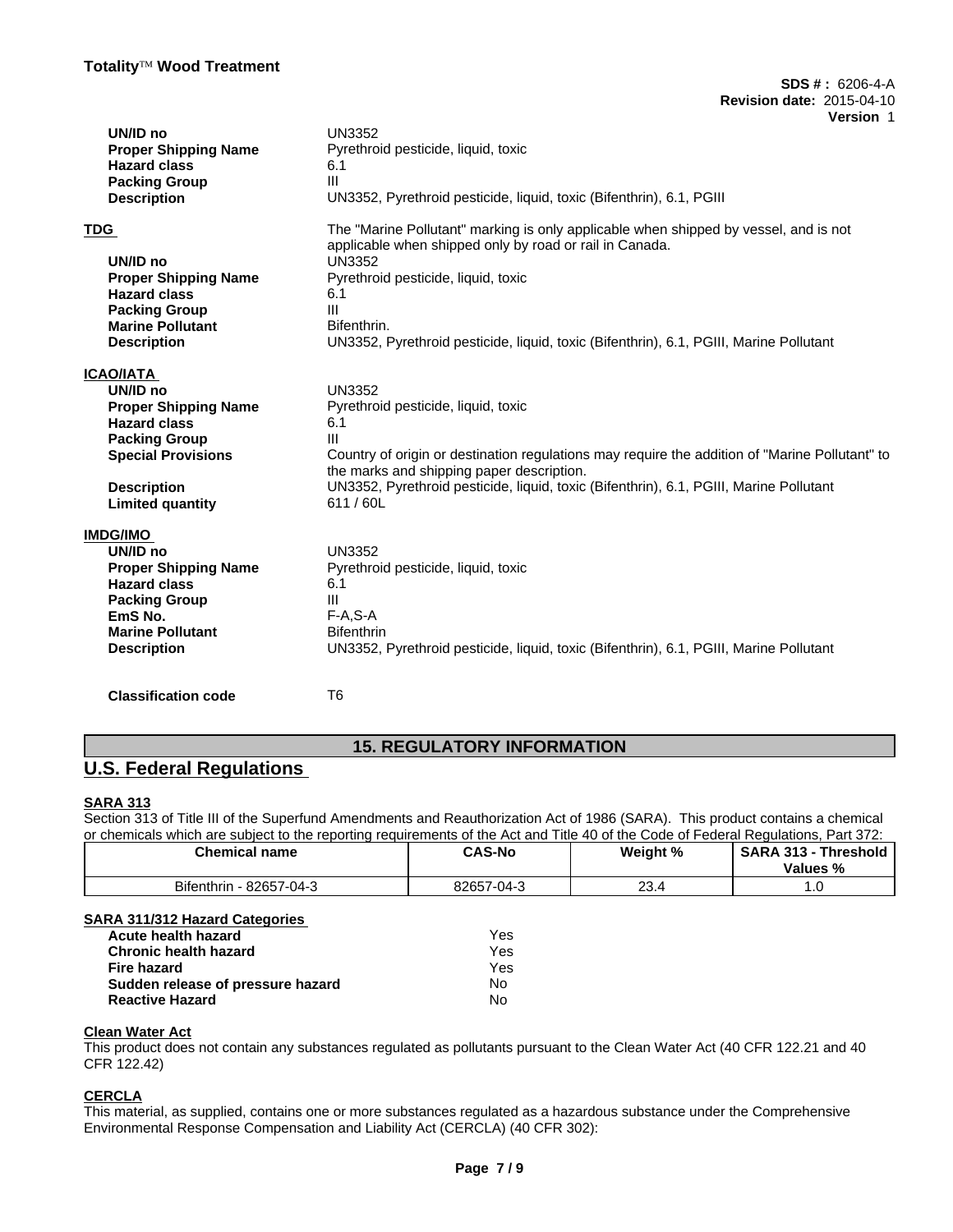| | |
|---|---|
| **UN/ID no** | UN3352 |
| **Proper Shipping Name** | Pyrethroid pesticide, liquid, toxic |
| **Hazard class** | 6.1 |
| **Packing Group** | III |
| **Description** | UN3352, Pyrethroid pesticide, liquid, toxic (Bifenthrin), 6.1, PGIII |

**TDG**

The "Marine Pollutant" marking is only applicable when shipped by vessel, and is not applicable when shipped only by road or rail in Canada.

| | |
|---|---|
| **UN/ID no** | UN3352 |
| **Proper Shipping Name** | Pyrethroid pesticide, liquid, toxic |
| **Hazard class** | 6.1 |
| **Packing Group** | III |
| **Marine Pollutant** | Bifenthrin. |
| **Description** | UN3352, Pyrethroid pesticide, liquid, toxic (Bifenthrin), 6.1, PGIII, Marine Pollutant |

**ICAO/IATA**

| | |
|---|---|
| **UN/ID no** | UN3352 |
| **Proper Shipping Name** | Pyrethroid pesticide, liquid, toxic |
| **Hazard class** | 6.1 |
| **Packing Group** | III |
| **Special Provisions** | Country of origin or destination regulations may require the addition of "Marine Pollutant" to the marks and shipping paper description. |
| **Description** | UN3352, Pyrethroid pesticide, liquid, toxic (Bifenthrin), 6.1, PGIII, Marine Pollutant |
| **Limited quantity** | 611 / 60L |

**IMDG/IMO**

| | |
|---|---|
| **UN/ID no** | UN3352 |
| **Proper Shipping Name** | Pyrethroid pesticide, liquid, toxic |
| **Hazard class** | 6.1 |
| **Packing Group** | III |
| **EmS No.** | F-A,S-A |
| **Marine Pollutant** | Bifenthrin |
| **Description** | UN3352, Pyrethroid pesticide, liquid, toxic (Bifenthrin), 6.1, PGIII, Marine Pollutant |

**Classification code** T6

## 15. REGULATORY INFORMATION

## U.S. Federal Regulations

**SARA 313**

Section 313 of Title III of the Superfund Amendments and Reauthorization Act of 1986 (SARA). This product contains a chemical or chemicals which are subject to the reporting requirements of the Act and Title 40 of the Code of Federal Regulations, Part 372:

| Chemical name | CAS-No | Weight % | SARA 313 - Threshold Values % |
|---|---|---|---|
| Bifenthrin - 82657-04-3 | 82657-04-3 | 23.4 | 1.0 |

**SARA 311/312 Hazard Categories**

| | |
|---|---|
| **Acute health hazard** | Yes |
| **Chronic health hazard** | Yes |
| **Fire hazard** | Yes |
| **Sudden release of pressure hazard** | No |
| **Reactive Hazard** | No |

**Clean Water Act**

This product does not contain any substances regulated as pollutants pursuant to the Clean Water Act (40 CFR 122.21 and 40 CFR 122.42)

**CERCLA**

This material, as supplied, contains one or more substances regulated as a hazardous substance under the Comprehensive Environmental Response Compensation and Liability Act (CERCLA) (40 CFR 302):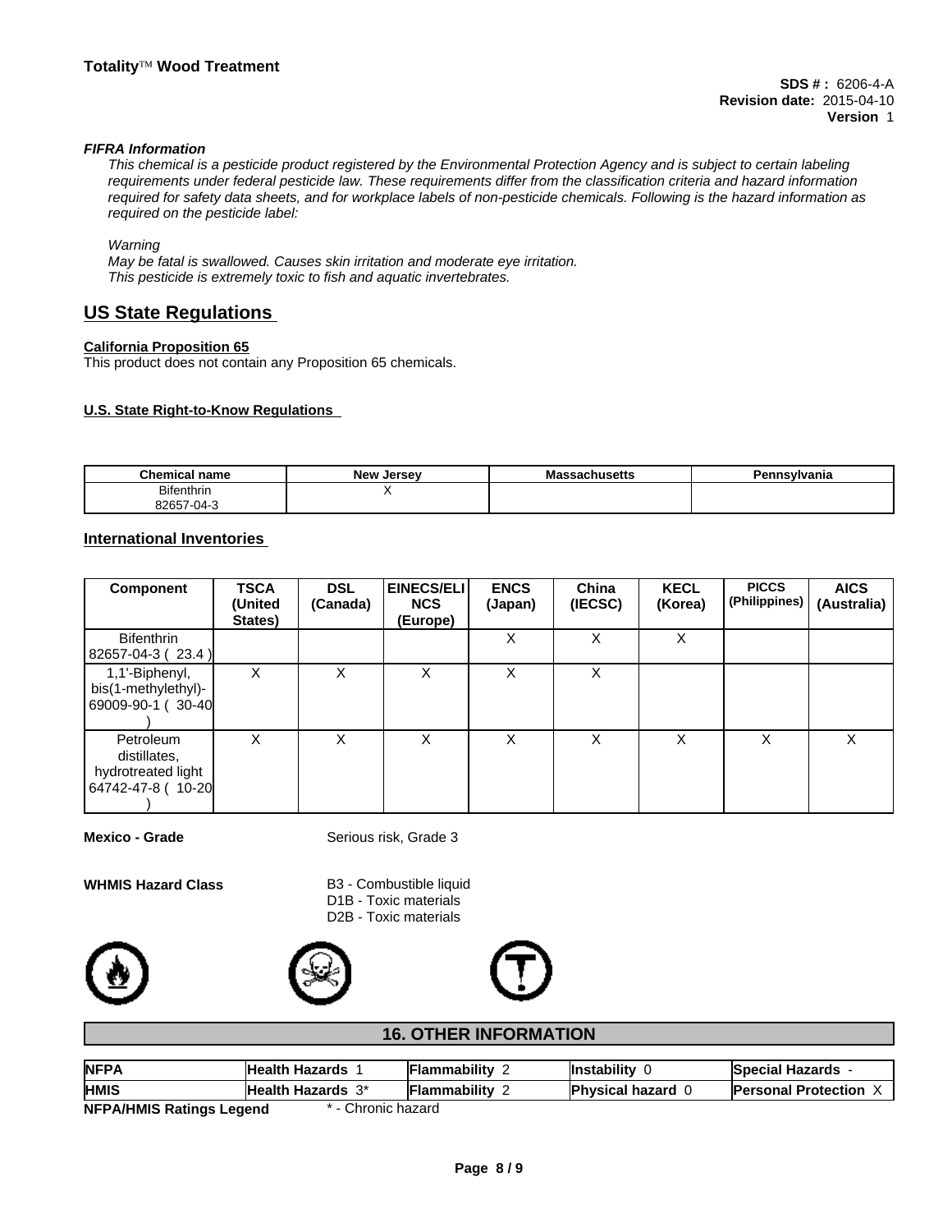**FIFRA Information**

*This chemical is a pesticide product registered by the Environmental Protection Agency and is subject to certain labeling requirements under federal pesticide law. These requirements differ from the classification criteria and hazard information required for safety data sheets, and for workplace labels of non-pesticide chemicals. Following is the hazard information as required on the pesticide label:*

*Warning*
*May be fatal is swallowed. Causes skin irritation and moderate eye irritation.*
*This pesticide is extremely toxic to fish and aquatic invertebrates.*

## US State Regulations

**California Proposition 65**

This product does not contain any Proposition 65 chemicals.

**U.S. State Right-to-Know Regulations**

| Chemical name | New Jersey | Massachusetts | Pennsylvania |
|---|---|---|---|
| Bifenthrin 82657-04-3 | X | | |

## International Inventories

| Component | TSCA (United States) | DSL (Canada) | EINECS/ELINCS (Europe) | ENCS (Japan) | China (IECSC) | KECL (Korea) | PICCS (Philippines) | AICS (Australia) |
|---|---|---|---|---|---|---|---|---|
| Bifenthrin 82657-04-3 ( 23.4 ) | | | | X | X | X | | |
| 1,1'-Biphenyl, bis(1-methylethyl)- 69009-90-1 ( 30-40 ) | X | X | X | X | X | | | |
| Petroleum distillates, hydrotreated light 64742-47-8 ( 10-20 ) | X | X | X | X | X | X | X | X |

**Mexico - Grade** Serious risk, Grade 3

**WHMIS Hazard Class**
B3 - Combustible liquid
D1B - Toxic materials
D2B - Toxic materials

## 16. OTHER INFORMATION

| NFPA | Health Hazards 1 | Flammability 2 | Instability 0 | Special Hazards - |
|---|---|---|---|---|
| HMIS | Health Hazards 3* | Flammability 2 | Physical hazard 0 | Personal Protection X |

**NFPA/HMIS Ratings Legend** * - Chronic hazard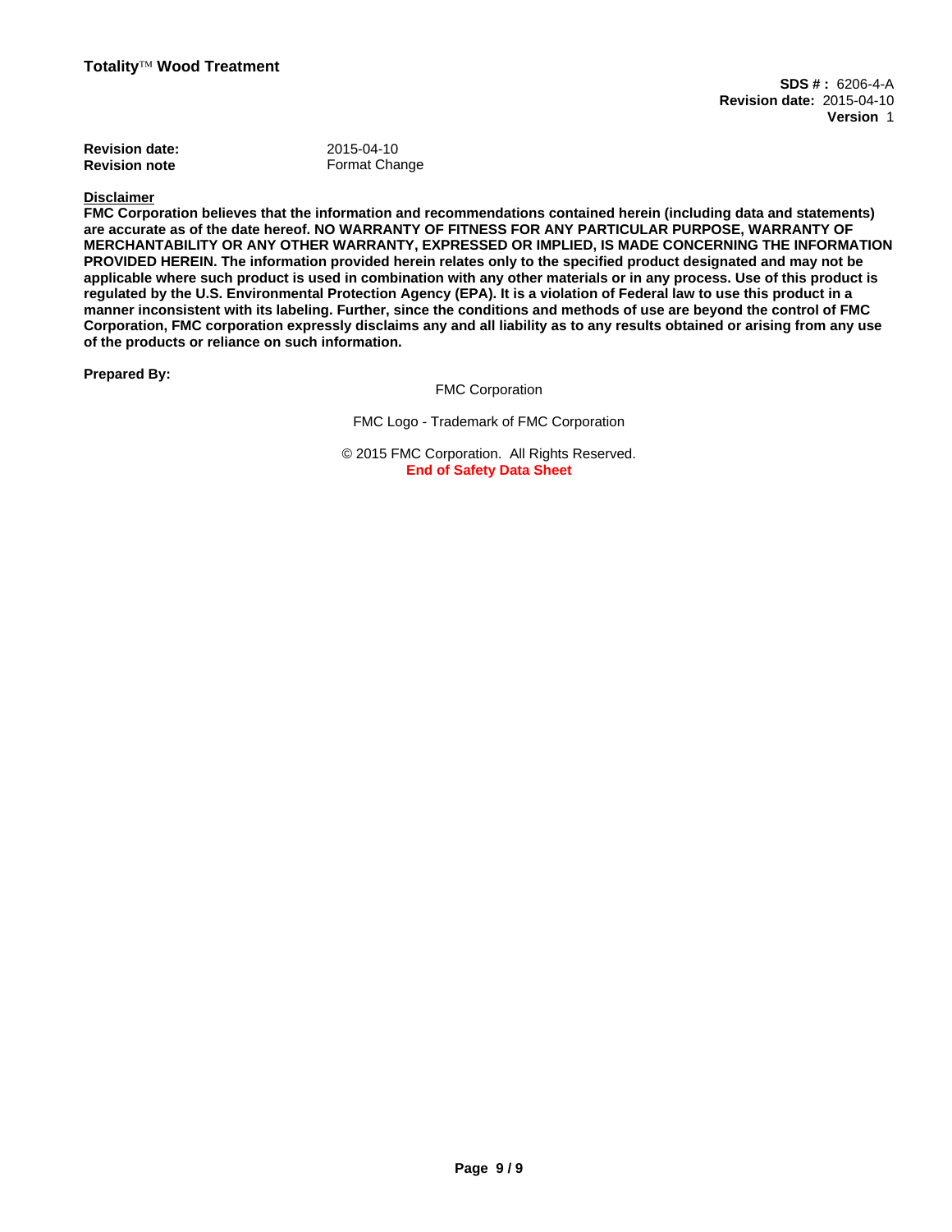**Revision date:** 2015-04-10
**Revision note** Format Change

**Disclaimer**

**FMC Corporation believes that the information and recommendations contained herein (including data and statements) are accurate as of the date hereof. NO WARRANTY OF FITNESS FOR ANY PARTICULAR PURPOSE, WARRANTY OF MERCHANTABILITY OR ANY OTHER WARRANTY, EXPRESSED OR IMPLIED, IS MADE CONCERNING THE INFORMATION PROVIDED HEREIN. The information provided herein relates only to the specified product designated and may not be applicable where such product is used in combination with any other materials or in any process. Use of this product is regulated by the U.S. Environmental Protection Agency (EPA). It is a violation of Federal law to use this product in a manner inconsistent with its labeling. Further, since the conditions and methods of use are beyond the control of FMC Corporation, FMC corporation expressly disclaims any and all liability as to any results obtained or arising from any use of the products or reliance on such information.**

**Prepared By:**

FMC Corporation

FMC Logo - Trademark of FMC Corporation

© 2015 FMC Corporation. All Rights Reserved.

**End of Safety Data Sheet**